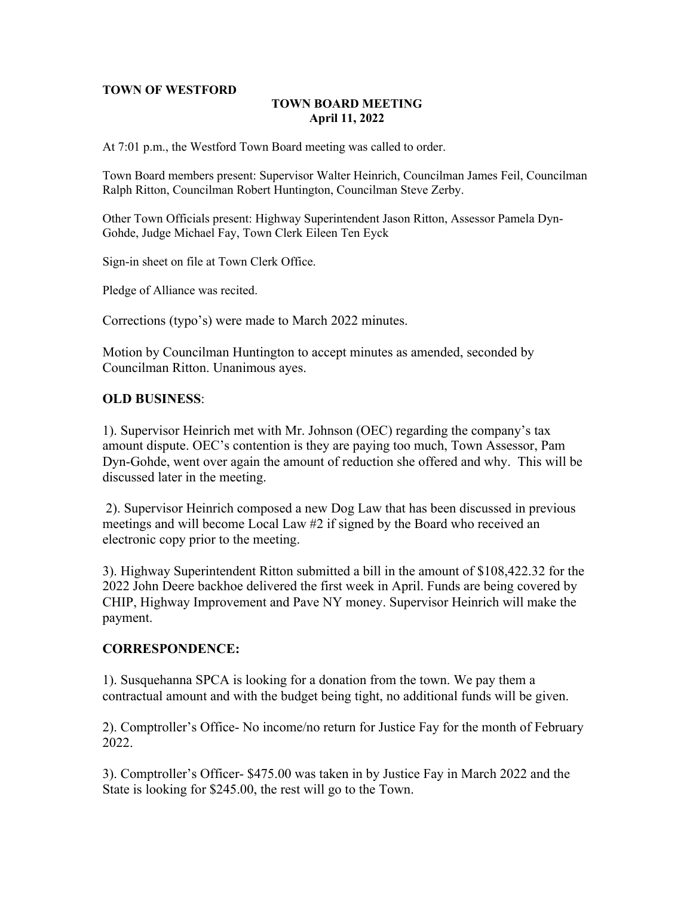**TOWN OF WESTFORD**

**TOWN BOARD MEETING**
**April 11, 2022**

At 7:01 p.m., the Westford Town Board meeting was called to order.

Town Board members present: Supervisor Walter Heinrich, Councilman James Feil, Councilman Ralph Ritton, Councilman Robert Huntington, Councilman Steve Zerby.

Other Town Officials present: Highway Superintendent Jason Ritton, Assessor Pamela Dyn-Gohde, Judge Michael Fay, Town Clerk Eileen Ten Eyck

Sign-in sheet on file at Town Clerk Office.

Pledge of Alliance was recited.

Corrections (typo's) were made to March 2022 minutes.

Motion by Councilman Huntington to accept minutes as amended, seconded by Councilman Ritton. Unanimous ayes.

**OLD BUSINESS**:

1). Supervisor Heinrich met with Mr. Johnson (OEC) regarding the company's tax amount dispute. OEC's contention is they are paying too much, Town Assessor, Pam Dyn-Gohde, went over again the amount of reduction she offered and why. This will be discussed later in the meeting.

2). Supervisor Heinrich composed a new Dog Law that has been discussed in previous meetings and will become Local Law #2 if signed by the Board who received an electronic copy prior to the meeting.

3). Highway Superintendent Ritton submitted a bill in the amount of $108,422.32 for the 2022 John Deere backhoe delivered the first week in April. Funds are being covered by CHIP, Highway Improvement and Pave NY money. Supervisor Heinrich will make the payment.

**CORRESPONDENCE:**

1). Susquehanna SPCA is looking for a donation from the town. We pay them a contractual amount and with the budget being tight, no additional funds will be given.

2). Comptroller's Office- No income/no return for Justice Fay for the month of February 2022.

3). Comptroller's Officer- $475.00 was taken in by Justice Fay in March 2022 and the State is looking for $245.00, the rest will go to the Town.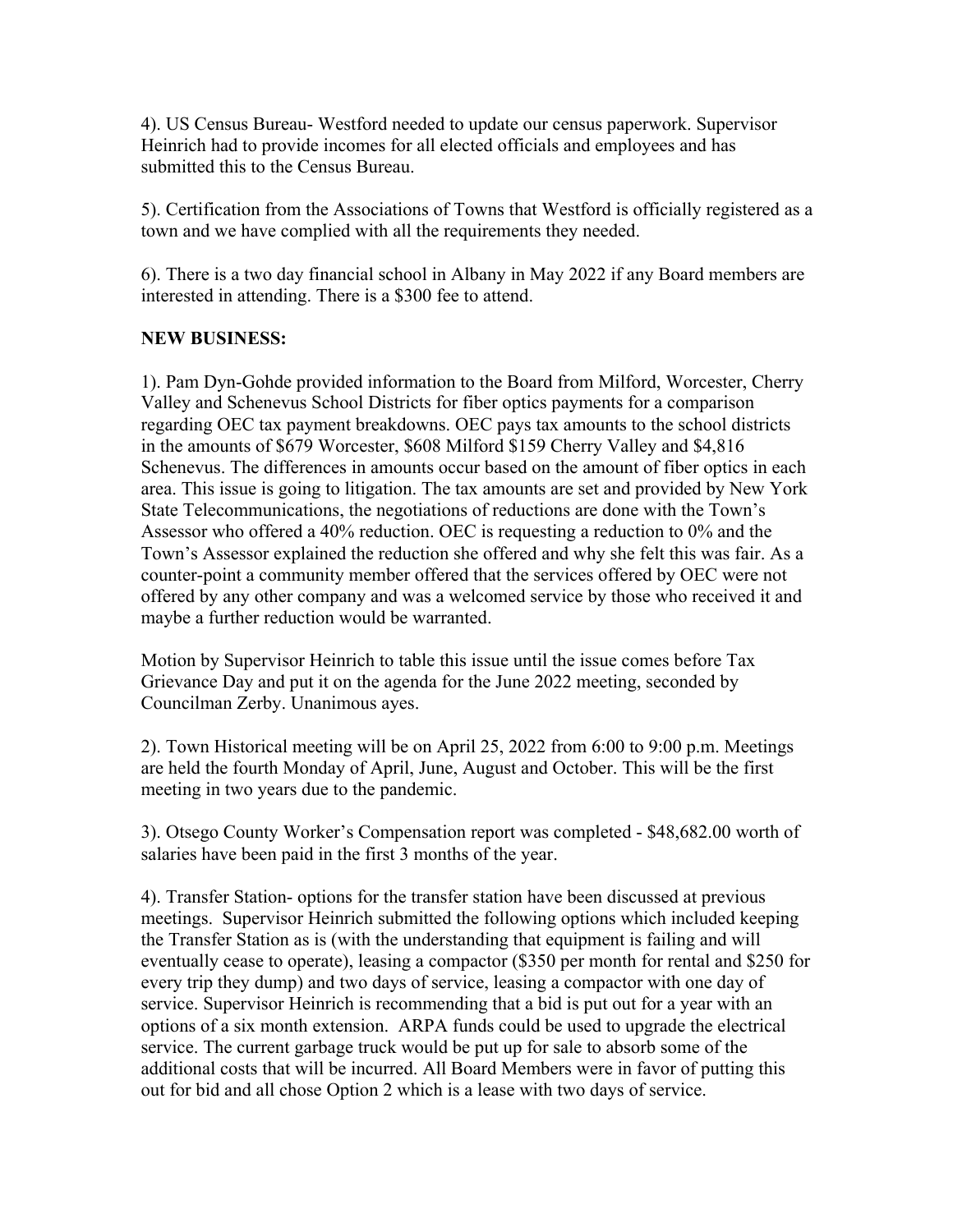4). US Census Bureau- Westford needed to update our census paperwork. Supervisor Heinrich had to provide incomes for all elected officials and employees and has submitted this to the Census Bureau.

5). Certification from the Associations of Towns that Westford is officially registered as a town and we have complied with all the requirements they needed.

6). There is a two day financial school in Albany in May 2022 if any Board members are interested in attending. There is a $300 fee to attend.

**NEW BUSINESS:**

1). Pam Dyn-Gohde provided information to the Board from Milford, Worcester, Cherry Valley and Schenevus School Districts for fiber optics payments for a comparison regarding OEC tax payment breakdowns. OEC pays tax amounts to the school districts in the amounts of $679 Worcester, $608 Milford $159 Cherry Valley and $4,816 Schenevus. The differences in amounts occur based on the amount of fiber optics in each area. This issue is going to litigation. The tax amounts are set and provided by New York State Telecommunications, the negotiations of reductions are done with the Town's Assessor who offered a 40% reduction. OEC is requesting a reduction to 0% and the Town's Assessor explained the reduction she offered and why she felt this was fair. As a counter-point a community member offered that the services offered by OEC were not offered by any other company and was a welcomed service by those who received it and maybe a further reduction would be warranted.

Motion by Supervisor Heinrich to table this issue until the issue comes before Tax Grievance Day and put it on the agenda for the June 2022 meeting, seconded by Councilman Zerby. Unanimous ayes.

2). Town Historical meeting will be on April 25, 2022 from 6:00 to 9:00 p.m. Meetings are held the fourth Monday of April, June, August and October. This will be the first meeting in two years due to the pandemic.

3). Otsego County Worker's Compensation report was completed - $48,682.00 worth of salaries have been paid in the first 3 months of the year.

4). Transfer Station- options for the transfer station have been discussed at previous meetings. Supervisor Heinrich submitted the following options which included keeping the Transfer Station as is (with the understanding that equipment is failing and will eventually cease to operate), leasing a compactor ($350 per month for rental and $250 for every trip they dump) and two days of service, leasing a compactor with one day of service. Supervisor Heinrich is recommending that a bid is put out for a year with an options of a six month extension. ARPA funds could be used to upgrade the electrical service. The current garbage truck would be put up for sale to absorb some of the additional costs that will be incurred. All Board Members were in favor of putting this out for bid and all chose Option 2 which is a lease with two days of service.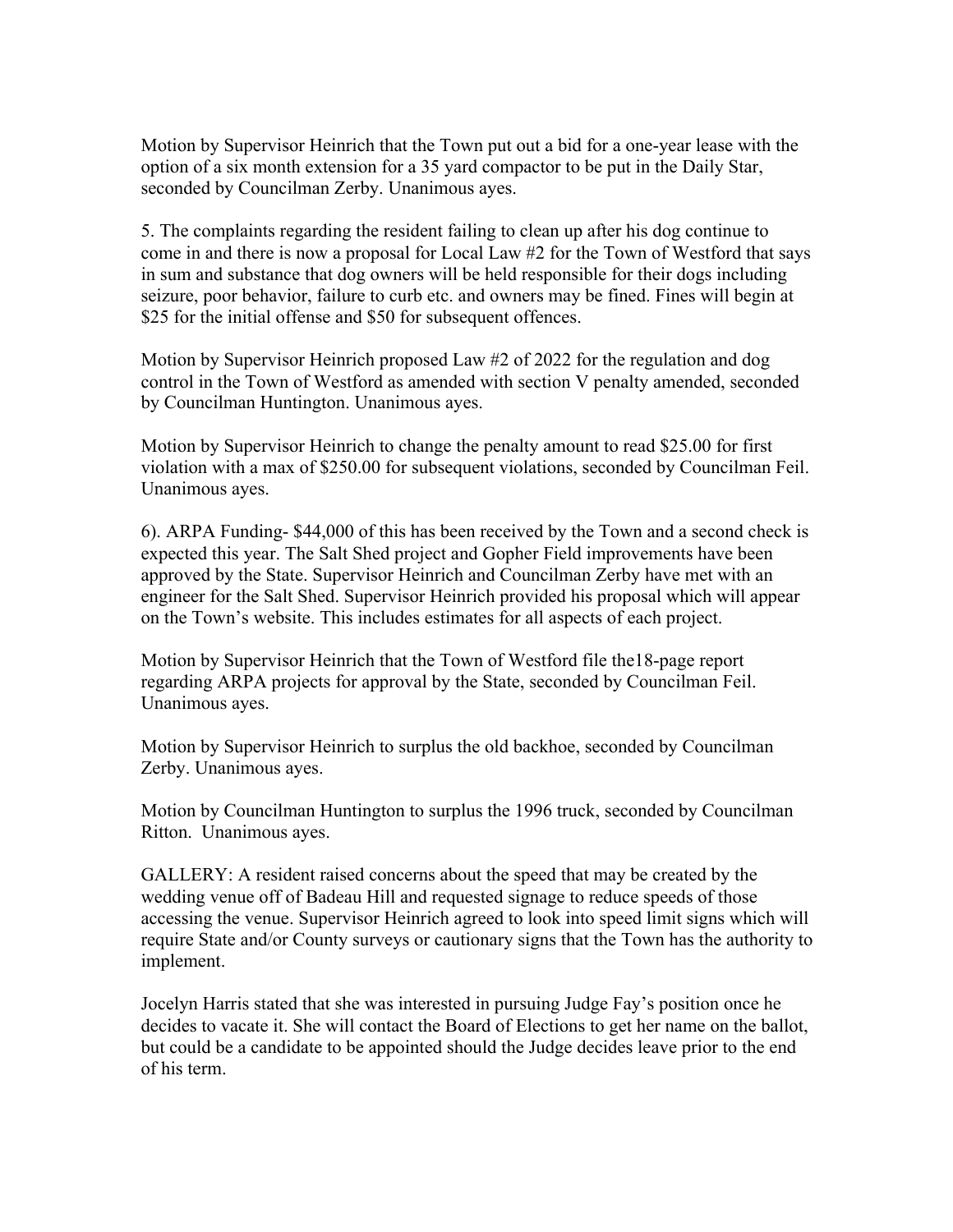Motion by Supervisor Heinrich that the Town put out a bid for a one-year lease with the option of a six month extension for a 35 yard compactor to be put in the Daily Star, seconded by Councilman Zerby. Unanimous ayes.

5. The complaints regarding the resident failing to clean up after his dog continue to come in and there is now a proposal for Local Law #2 for the Town of Westford that says in sum and substance that dog owners will be held responsible for their dogs including seizure, poor behavior, failure to curb etc. and owners may be fined. Fines will begin at $25 for the initial offense and $50 for subsequent offences.

Motion by Supervisor Heinrich proposed Law #2 of 2022 for the regulation and dog control in the Town of Westford as amended with section V penalty amended, seconded by Councilman Huntington. Unanimous ayes.

Motion by Supervisor Heinrich to change the penalty amount to read $25.00 for first violation with a max of $250.00 for subsequent violations, seconded by Councilman Feil. Unanimous ayes.

6). ARPA Funding- $44,000 of this has been received by the Town and a second check is expected this year. The Salt Shed project and Gopher Field improvements have been approved by the State. Supervisor Heinrich and Councilman Zerby have met with an engineer for the Salt Shed. Supervisor Heinrich provided his proposal which will appear on the Town's website. This includes estimates for all aspects of each project.

Motion by Supervisor Heinrich that the Town of Westford file the18-page report regarding ARPA projects for approval by the State, seconded by Councilman Feil. Unanimous ayes.

Motion by Supervisor Heinrich to surplus the old backhoe, seconded by Councilman Zerby. Unanimous ayes.

Motion by Councilman Huntington to surplus the 1996 truck, seconded by Councilman Ritton. Unanimous ayes.

GALLERY: A resident raised concerns about the speed that may be created by the wedding venue off of Badeau Hill and requested signage to reduce speeds of those accessing the venue. Supervisor Heinrich agreed to look into speed limit signs which will require State and/or County surveys or cautionary signs that the Town has the authority to implement.

Jocelyn Harris stated that she was interested in pursuing Judge Fay's position once he decides to vacate it. She will contact the Board of Elections to get her name on the ballot, but could be a candidate to be appointed should the Judge decides leave prior to the end of his term.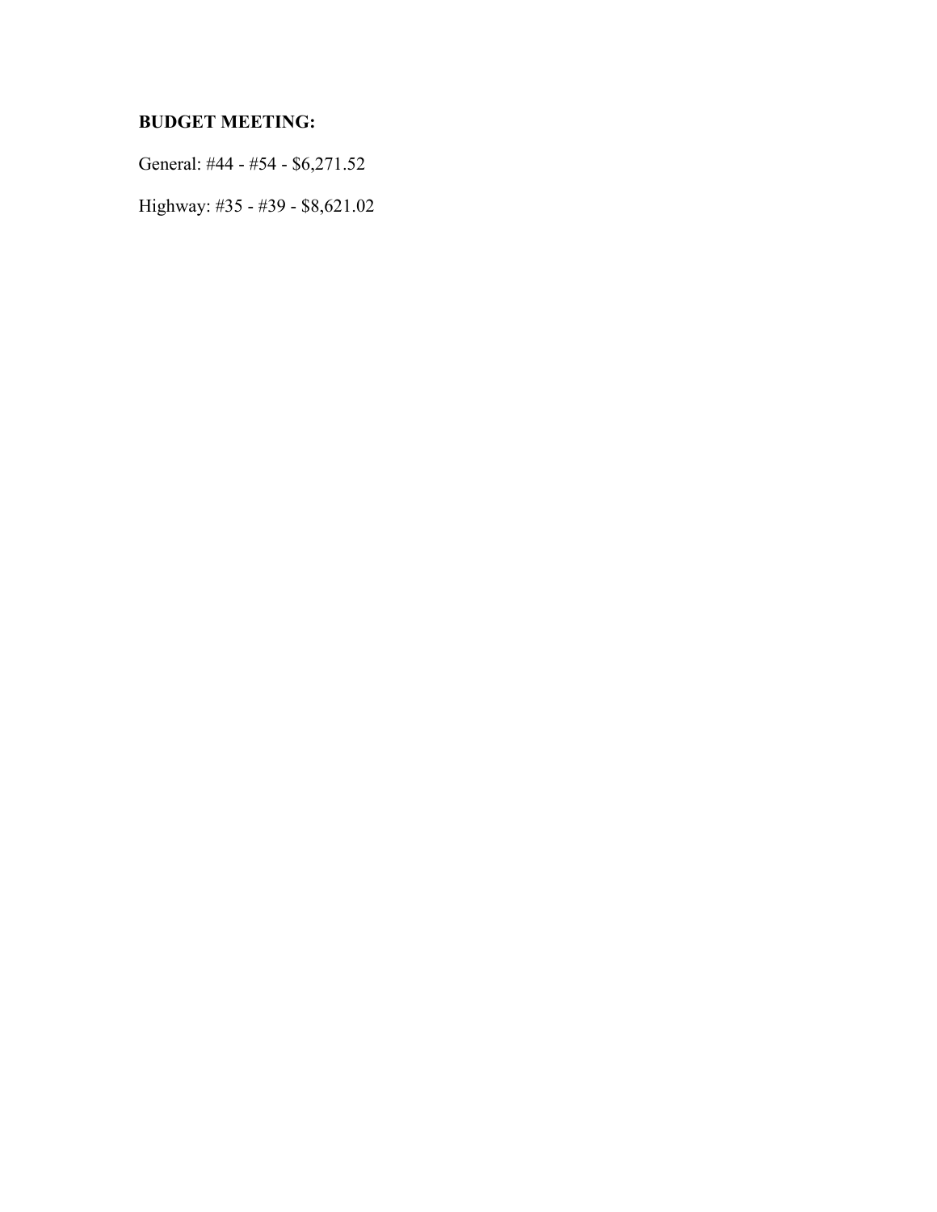**BUDGET MEETING:**

General: #44 - #54 - $6,271.52

Highway: #35 - #39 - $8,621.02